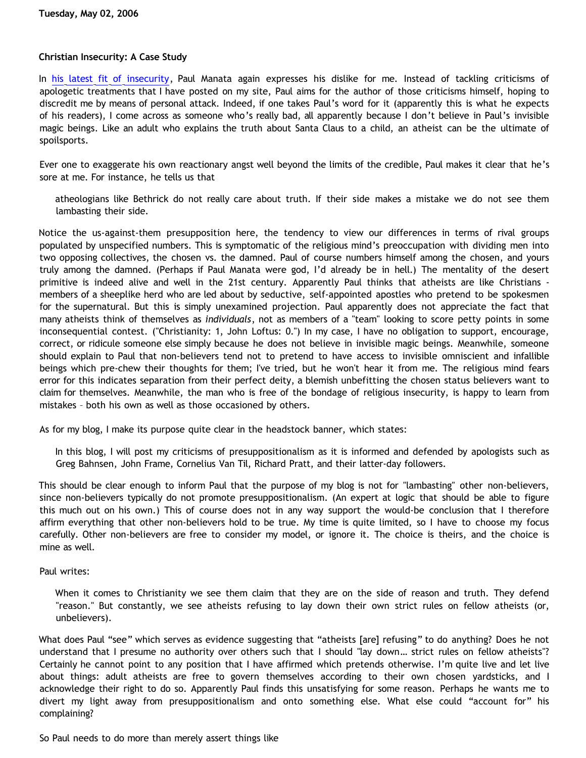**Tuesday, May 02, 2006**

### Christian Insecurity: A Case Study

In [his latest fit of insecurity](), Paul Manata again expresses his dislike for me. Instead of tackling criticisms of apologetic treatments that I have posted on my site, Paul aims for the author of those criticisms himself, hoping to discredit me by means of personal attack. Indeed, if one takes Paul's word for it (apparently this is what he expects of his readers), I come across as someone who's really bad, all apparently because I don't believe in Paul's invisible magic beings. Like an adult who explains the truth about Santa Claus to a child, an atheist can be the ultimate of spoilsports.

Ever one to exaggerate his own reactionary angst well beyond the limits of the credible, Paul makes it clear that he's sore at me. For instance, he tells us that

> atheologians like Bethrick do not really care about truth. If their side makes a mistake we do not see them lambasting their side.

Notice the us-against-them presupposition here, the tendency to view our differences in terms of rival groups populated by unspecified numbers. This is symptomatic of the religious mind's preoccupation with dividing men into two opposing collectives, the chosen vs. the damned. Paul of course numbers himself among the chosen, and yours truly among the damned. (Perhaps if Paul Manata were god, I'd already be in hell.) The mentality of the desert primitive is indeed alive and well in the 21st century. Apparently Paul thinks that atheists are like Christians - members of a sheeplike herd who are led about by seductive, self-appointed apostles who pretend to be spokesmen for the supernatural. But this is simply unexamined projection. Paul apparently does not appreciate the fact that many atheists think of themselves as *individuals*, not as members of a "team" looking to score petty points in some inconsequential contest. ("Christianity: 1, John Loftus: 0.") In my case, I have no obligation to support, encourage, correct, or ridicule someone else simply because he does not believe in invisible magic beings. Meanwhile, someone should explain to Paul that non-believers tend not to pretend to have access to invisible omniscient and infallible beings which pre-chew their thoughts for them; I've tried, but he won't hear it from me. The religious mind fears error for this indicates separation from their perfect deity, a blemish unbefitting the chosen status believers want to claim for themselves. Meanwhile, the man who is free of the bondage of religious insecurity, is happy to learn from mistakes – both his own as well as those occasioned by others.

As for my blog, I make its purpose quite clear in the headstock banner, which states:

> In this blog, I will post my criticisms of presuppositionalism as it is informed and defended by apologists such as Greg Bahnsen, John Frame, Cornelius Van Til, Richard Pratt, and their latter-day followers.

This should be clear enough to inform Paul that the purpose of my blog is not for "lambasting" other non-believers, since non-believers typically do not promote presuppositionalism. (An expert at logic that should be able to figure this much out on his own.) This of course does not in any way support the would-be conclusion that I therefore affirm everything that other non-believers hold to be true. My time is quite limited, so I have to choose my focus carefully. Other non-believers are free to consider my model, or ignore it. The choice is theirs, and the choice is mine as well.

Paul writes:

> When it comes to Christianity we see them claim that they are on the side of reason and truth. They defend "reason." But constantly, we see atheists refusing to lay down their own strict rules on fellow atheists (or, unbelievers).

What does Paul "see" which serves as evidence suggesting that "atheists [are] refusing" to do anything? Does he not understand that I presume no authority over others such that I should "lay down… strict rules on fellow atheists"? Certainly he cannot point to any position that I have affirmed which pretends otherwise. I'm quite live and let live about things: adult atheists are free to govern themselves according to their own chosen yardsticks, and I acknowledge their right to do so. Apparently Paul finds this unsatisfying for some reason. Perhaps he wants me to divert my light away from presuppositionalism and onto something else. What else could "account for" his complaining?

So Paul needs to do more than merely assert things like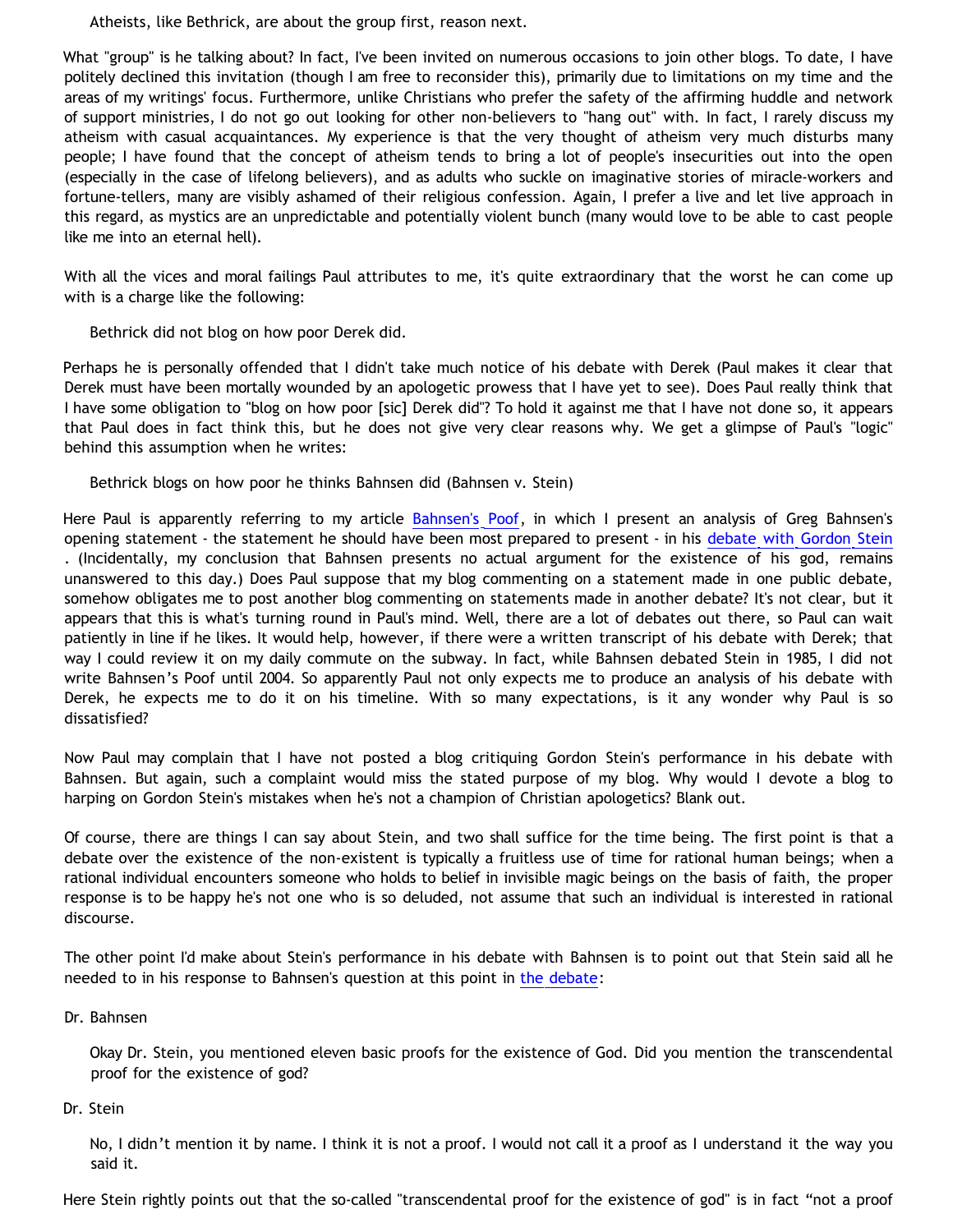> Atheists, like Bethrick, are about the group first, reason next.

What "group" is he talking about? In fact, I've been invited on numerous occasions to join other blogs. To date, I have politely declined this invitation (though I am free to reconsider this), primarily due to limitations on my time and the areas of my writings' focus. Furthermore, unlike Christians who prefer the safety of the affirming huddle and network of support ministries, I do not go out looking for other non-believers to "hang out" with. In fact, I rarely discuss my atheism with casual acquaintances. My experience is that the very thought of atheism very much disturbs many people; I have found that the concept of atheism tends to bring a lot of people's insecurities out into the open (especially in the case of lifelong believers), and as adults who suckle on imaginative stories of miracle-workers and fortune-tellers, many are visibly ashamed of their religious confession. Again, I prefer a live and let live approach in this regard, as mystics are an unpredictable and potentially violent bunch (many would love to be able to cast people like me into an eternal hell).

With all the vices and moral failings Paul attributes to me, it's quite extraordinary that the worst he can come up with is a charge like the following:

> Bethrick did not blog on how poor Derek did.

Perhaps he is personally offended that I didn't take much notice of his debate with Derek (Paul makes it clear that Derek must have been mortally wounded by an apologetic prowess that I have yet to see). Does Paul really think that I have some obligation to "blog on how poor [sic] Derek did"? To hold it against me that I have not done so, it appears that Paul does in fact think this, but he does not give very clear reasons why. We get a glimpse of Paul's "logic" behind this assumption when he writes:

> Bethrick blogs on how poor he thinks Bahnsen did (Bahnsen v. Stein)

Here Paul is apparently referring to my article [Bahnsen's Poof](), in which I present an analysis of Greg Bahnsen's opening statement - the statement he should have been most prepared to present - in his [debate with Gordon Stein]() . (Incidentally, my conclusion that Bahnsen presents no actual argument for the existence of his god, remains unanswered to this day.) Does Paul suppose that my blog commenting on a statement made in one public debate, somehow obligates me to post another blog commenting on statements made in another debate? It's not clear, but it appears that this is what's turning round in Paul's mind. Well, there are a lot of debates out there, so Paul can wait patiently in line if he likes. It would help, however, if there were a written transcript of his debate with Derek; that way I could review it on my daily commute on the subway. In fact, while Bahnsen debated Stein in 1985, I did not write Bahnsen's Poof until 2004. So apparently Paul not only expects me to produce an analysis of his debate with Derek, he expects me to do it on his timeline. With so many expectations, is it any wonder why Paul is so dissatisfied?

Now Paul may complain that I have not posted a blog critiquing Gordon Stein's performance in his debate with Bahnsen. But again, such a complaint would miss the stated purpose of my blog. Why would I devote a blog to harping on Gordon Stein's mistakes when he's not a champion of Christian apologetics? Blank out.

Of course, there are things I can say about Stein, and two shall suffice for the time being. The first point is that a debate over the existence of the non-existent is typically a fruitless use of time for rational human beings; when a rational individual encounters someone who holds to belief in invisible magic beings on the basis of faith, the proper response is to be happy he's not one who is so deluded, not assume that such an individual is interested in rational discourse.

The other point I'd make about Stein's performance in his debate with Bahnsen is to point out that Stein said all he needed to in his response to Bahnsen's question at this point in [the debate]():

Dr. Bahnsen

> Okay Dr. Stein, you mentioned eleven basic proofs for the existence of God. Did you mention the transcendental proof for the existence of god?

Dr. Stein

> No, I didn't mention it by name. I think it is not a proof. I would not call it a proof as I understand it the way you said it.

Here Stein rightly points out that the so-called "transcendental proof for the existence of god" is in fact "not a proof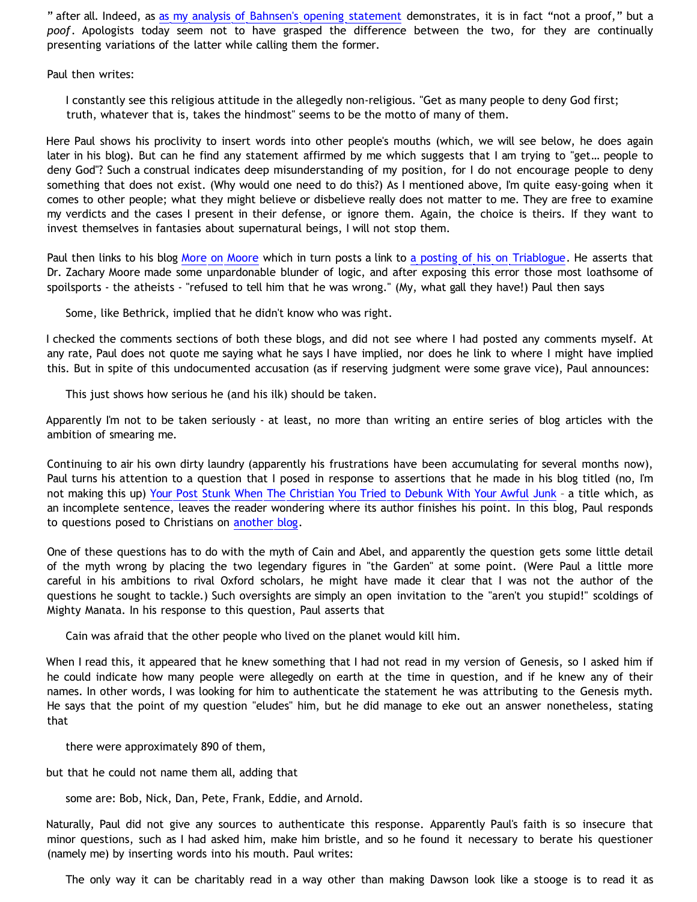" after all. Indeed, as as my analysis of Bahnsen's opening statement demonstrates, it is in fact "not a proof," but a *poof*. Apologists today seem not to have grasped the difference between the two, for they are continually presenting variations of the latter while calling them the former.

Paul then writes:

> I constantly see this religious attitude in the allegedly non-religious. "Get as many people to deny God first; truth, whatever that is, takes the hindmost" seems to be the motto of many of them.

Here Paul shows his proclivity to insert words into other people's mouths (which, we will see below, he does again later in his blog). But can he find any statement affirmed by me which suggests that I am trying to "get… people to deny God"? Such a construal indicates deep misunderstanding of my position, for I do not encourage people to deny something that does not exist. (Why would one need to do this?) As I mentioned above, I'm quite easy-going when it comes to other people; what they might believe or disbelieve really does not matter to me. They are free to examine my verdicts and the cases I present in their defense, or ignore them. Again, the choice is theirs. If they want to invest themselves in fantasies about supernatural beings, I will not stop them.

Paul then links to his blog More on Moore which in turn posts a link to a posting of his on Triablogue. He asserts that Dr. Zachary Moore made some unpardonable blunder of logic, and after exposing this error those most loathsome of spoilsports - the atheists - "refused to tell him that he was wrong." (My, what gall they have!) Paul then says

> Some, like Bethrick, implied that he didn't know who was right.

I checked the comments sections of both these blogs, and did not see where I had posted any comments myself. At any rate, Paul does not quote me saying what he says I have implied, nor does he link to where I might have implied this. But in spite of this undocumented accusation (as if reserving judgment were some grave vice), Paul announces:

> This just shows how serious he (and his ilk) should be taken.

Apparently I'm not to be taken seriously - at least, no more than writing an entire series of blog articles with the ambition of smearing me.

Continuing to air his own dirty laundry (apparently his frustrations have been accumulating for several months now), Paul turns his attention to a question that I posed in response to assertions that he made in his blog titled (no, I'm not making this up) Your Post Stunk When The Christian You Tried to Debunk With Your Awful Junk – a title which, as an incomplete sentence, leaves the reader wondering where its author finishes his point. In this blog, Paul responds to questions posed to Christians on another blog.

One of these questions has to do with the myth of Cain and Abel, and apparently the question gets some little detail of the myth wrong by placing the two legendary figures in "the Garden" at some point. (Were Paul a little more careful in his ambitions to rival Oxford scholars, he might have made it clear that I was not the author of the questions he sought to tackle.) Such oversights are simply an open invitation to the "aren't you stupid!" scoldings of Mighty Manata. In his response to this question, Paul asserts that

> Cain was afraid that the other people who lived on the planet would kill him.

When I read this, it appeared that he knew something that I had not read in my version of Genesis, so I asked him if he could indicate how many people were allegedly on earth at the time in question, and if he knew any of their names. In other words, I was looking for him to authenticate the statement he was attributing to the Genesis myth. He says that the point of my question "eludes" him, but he did manage to eke out an answer nonetheless, stating that

> there were approximately 890 of them,

but that he could not name them all, adding that

> some are: Bob, Nick, Dan, Pete, Frank, Eddie, and Arnold.

Naturally, Paul did not give any sources to authenticate this response. Apparently Paul's faith is so insecure that minor questions, such as I had asked him, make him bristle, and so he found it necessary to berate his questioner (namely me) by inserting words into his mouth. Paul writes:

> The only way it can be charitably read in a way other than making Dawson look like a stooge is to read it as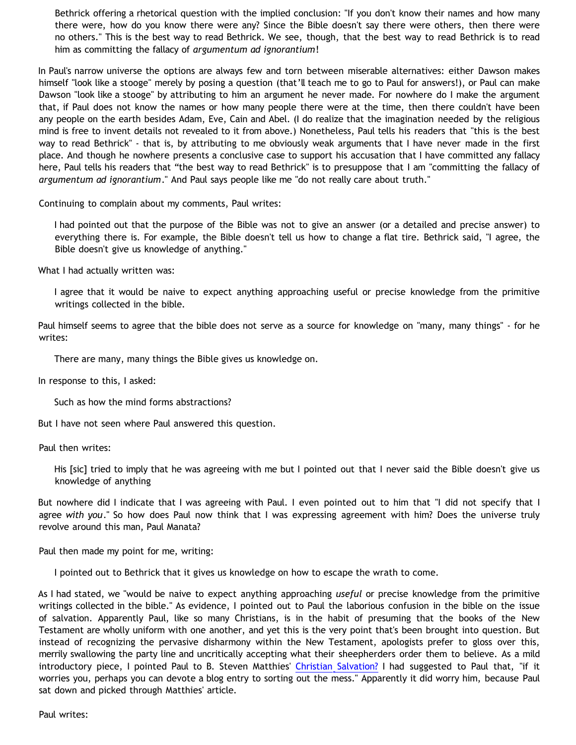> Bethrick offering a rhetorical question with the implied conclusion: "If you don't know their names and how many there were, how do you know there were any? Since the Bible doesn't say there were others, then there were no others." This is the best way to read Bethrick. We see, though, that the best way to read Bethrick is to read him as committing the fallacy of *argumentum ad ignorantium*!

In Paul's narrow universe the options are always few and torn between miserable alternatives: either Dawson makes himself "look like a stooge" merely by posing a question (that'll teach me to go to Paul for answers!), or Paul can make Dawson "look like a stooge" by attributing to him an argument he never made. For nowhere do I make the argument that, if Paul does not know the names or how many people there were at the time, then there couldn't have been any people on the earth besides Adam, Eve, Cain and Abel. (I do realize that the imagination needed by the religious mind is free to invent details not revealed to it from above.) Nonetheless, Paul tells his readers that "this is the best way to read Bethrick" - that is, by attributing to me obviously weak arguments that I have never made in the first place. And though he nowhere presents a conclusive case to support his accusation that I have committed any fallacy here, Paul tells his readers that "the best way to read Bethrick" is to presuppose that I am "committing the fallacy of *argumentum ad ignorantium*." And Paul says people like me "do not really care about truth."

Continuing to complain about my comments, Paul writes:

> I had pointed out that the purpose of the Bible was not to give an answer (or a detailed and precise answer) to everything there is. For example, the Bible doesn't tell us how to change a flat tire. Bethrick said, "I agree, the Bible doesn't give us knowledge of anything."

What I had actually written was:

> I agree that it would be naive to expect anything approaching useful or precise knowledge from the primitive writings collected in the bible.

Paul himself seems to agree that the bible does not serve as a source for knowledge on "many, many things" - for he writes:

> There are many, many things the Bible gives us knowledge on.

In response to this, I asked:

> Such as how the mind forms abstractions?

But I have not seen where Paul answered this question.

Paul then writes:

> His [sic] tried to imply that he was agreeing with me but I pointed out that I never said the Bible doesn't give us knowledge of anything

But nowhere did I indicate that I was agreeing with Paul. I even pointed out to him that "I did not specify that I agree *with you*." So how does Paul now think that I was expressing agreement with him? Does the universe truly revolve around this man, Paul Manata?

Paul then made my point for me, writing:

> I pointed out to Bethrick that it gives us knowledge on how to escape the wrath to come.

As I had stated, we "would be naive to expect anything approaching *useful* or precise knowledge from the primitive writings collected in the bible." As evidence, I pointed out to Paul the laborious confusion in the bible on the issue of salvation. Apparently Paul, like so many Christians, is in the habit of presuming that the books of the New Testament are wholly uniform with one another, and yet this is the very point that's been brought into question. But instead of recognizing the pervasive disharmony within the New Testament, apologists prefer to gloss over this, merrily swallowing the party line and uncritically accepting what their sheepherders order them to believe. As a mild introductory piece, I pointed Paul to B. Steven Matthies' Christian Salvation? I had suggested to Paul that, "if it worries you, perhaps you can devote a blog entry to sorting out the mess." Apparently it did worry him, because Paul sat down and picked through Matthies' article.

Paul writes: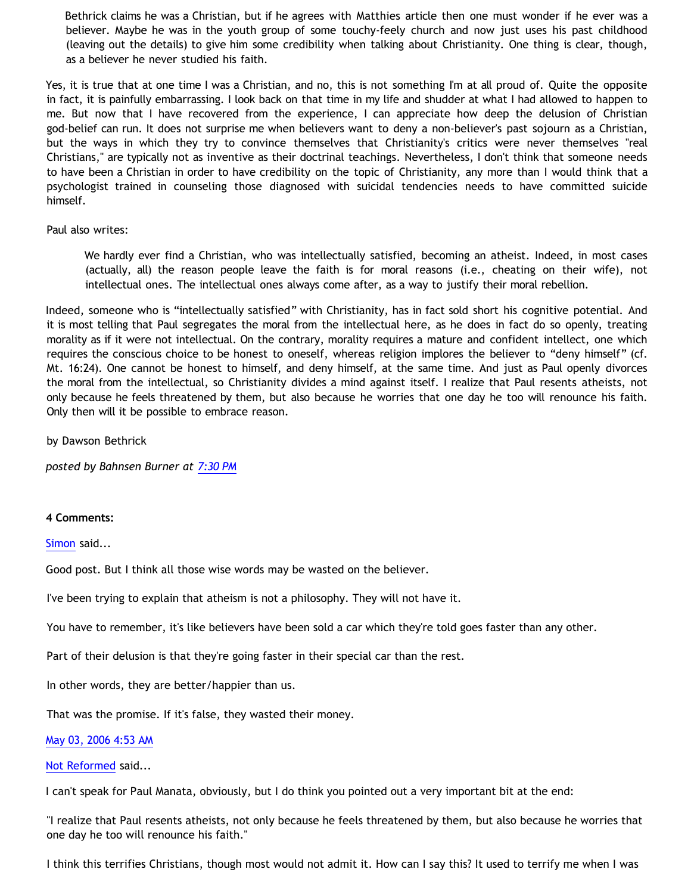> Bethrick claims he was a Christian, but if he agrees with Matthies article then one must wonder if he ever was a believer. Maybe he was in the youth group of some touchy-feely church and now just uses his past childhood (leaving out the details) to give him some credibility when talking about Christianity. One thing is clear, though, as a believer he never studied his faith.

Yes, it is true that at one time I was a Christian, and no, this is not something I'm at all proud of. Quite the opposite in fact, it is painfully embarrassing. I look back on that time in my life and shudder at what I had allowed to happen to me. But now that I have recovered from the experience, I can appreciate how deep the delusion of Christian god-belief can run. It does not surprise me when believers want to deny a non-believer's past sojourn as a Christian, but the ways in which they try to convince themselves that Christianity's critics were never themselves "real Christians," are typically not as inventive as their doctrinal teachings. Nevertheless, I don't think that someone needs to have been a Christian in order to have credibility on the topic of Christianity, any more than I would think that a psychologist trained in counseling those diagnosed with suicidal tendencies needs to have committed suicide himself.

Paul also writes:

> We hardly ever find a Christian, who was intellectually satisfied, becoming an atheist. Indeed, in most cases (actually, all) the reason people leave the faith is for moral reasons (i.e., cheating on their wife), not intellectual ones. The intellectual ones always come after, as a way to justify their moral rebellion.

Indeed, someone who is "intellectually satisfied" with Christianity, has in fact sold short his cognitive potential. And it is most telling that Paul segregates the moral from the intellectual here, as he does in fact do so openly, treating morality as if it were not intellectual. On the contrary, morality requires a mature and confident intellect, one which requires the conscious choice to be honest to oneself, whereas religion implores the believer to "deny himself" (cf. Mt. 16:24). One cannot be honest to himself, and deny himself, at the same time. And just as Paul openly divorces the moral from the intellectual, so Christianity divides a mind against itself. I realize that Paul resents atheists, not only because he feels threatened by them, but also because he worries that one day he too will renounce his faith. Only then will it be possible to embrace reason.

by Dawson Bethrick

*posted by Bahnsen Burner at 7:30 PM*

**4 Comments:**

Simon said...

Good post. But I think all those wise words may be wasted on the believer.

I've been trying to explain that atheism is not a philosophy. They will not have it.

You have to remember, it's like believers have been sold a car which they're told goes faster than any other.

Part of their delusion is that they're going faster in their special car than the rest.

In other words, they are better/happier than us.

That was the promise. If it's false, they wasted their money.

May 03, 2006 4:53 AM

Not Reformed said...

I can't speak for Paul Manata, obviously, but I do think you pointed out a very important bit at the end:

"I realize that Paul resents atheists, not only because he feels threatened by them, but also because he worries that one day he too will renounce his faith."

I think this terrifies Christians, though most would not admit it. How can I say this? It used to terrify me when I was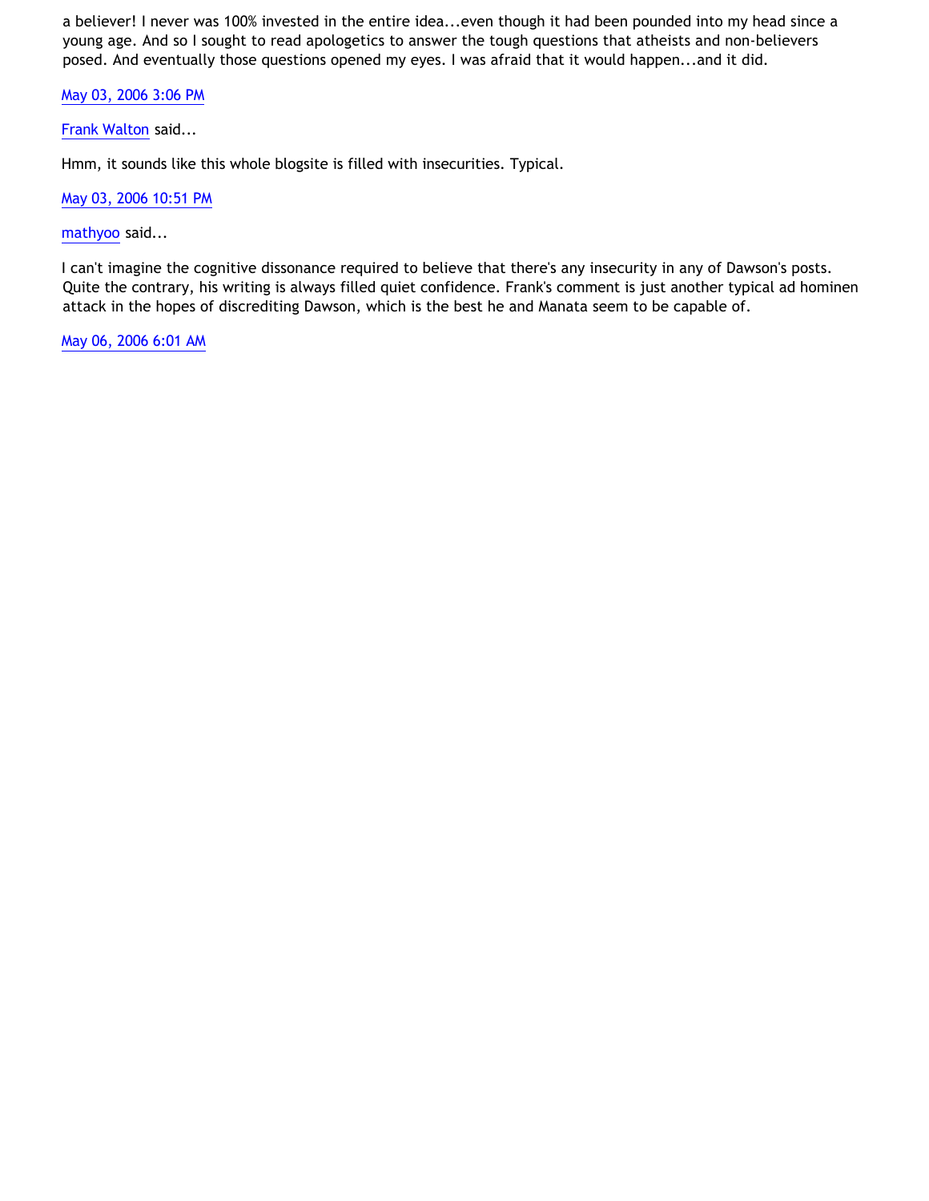a believer! I never was 100% invested in the entire idea...even though it had been pounded into my head since a young age. And so I sought to read apologetics to answer the tough questions that atheists and non-believers posed. And eventually those questions opened my eyes. I was afraid that it would happen...and it did.

May 03, 2006 3:06 PM

Frank Walton said...

Hmm, it sounds like this whole blogsite is filled with insecurities. Typical.

May 03, 2006 10:51 PM

mathyoo said...

I can't imagine the cognitive dissonance required to believe that there's any insecurity in any of Dawson's posts. Quite the contrary, his writing is always filled quiet confidence. Frank's comment is just another typical ad hominen attack in the hopes of discrediting Dawson, which is the best he and Manata seem to be capable of.

May 06, 2006 6:01 AM